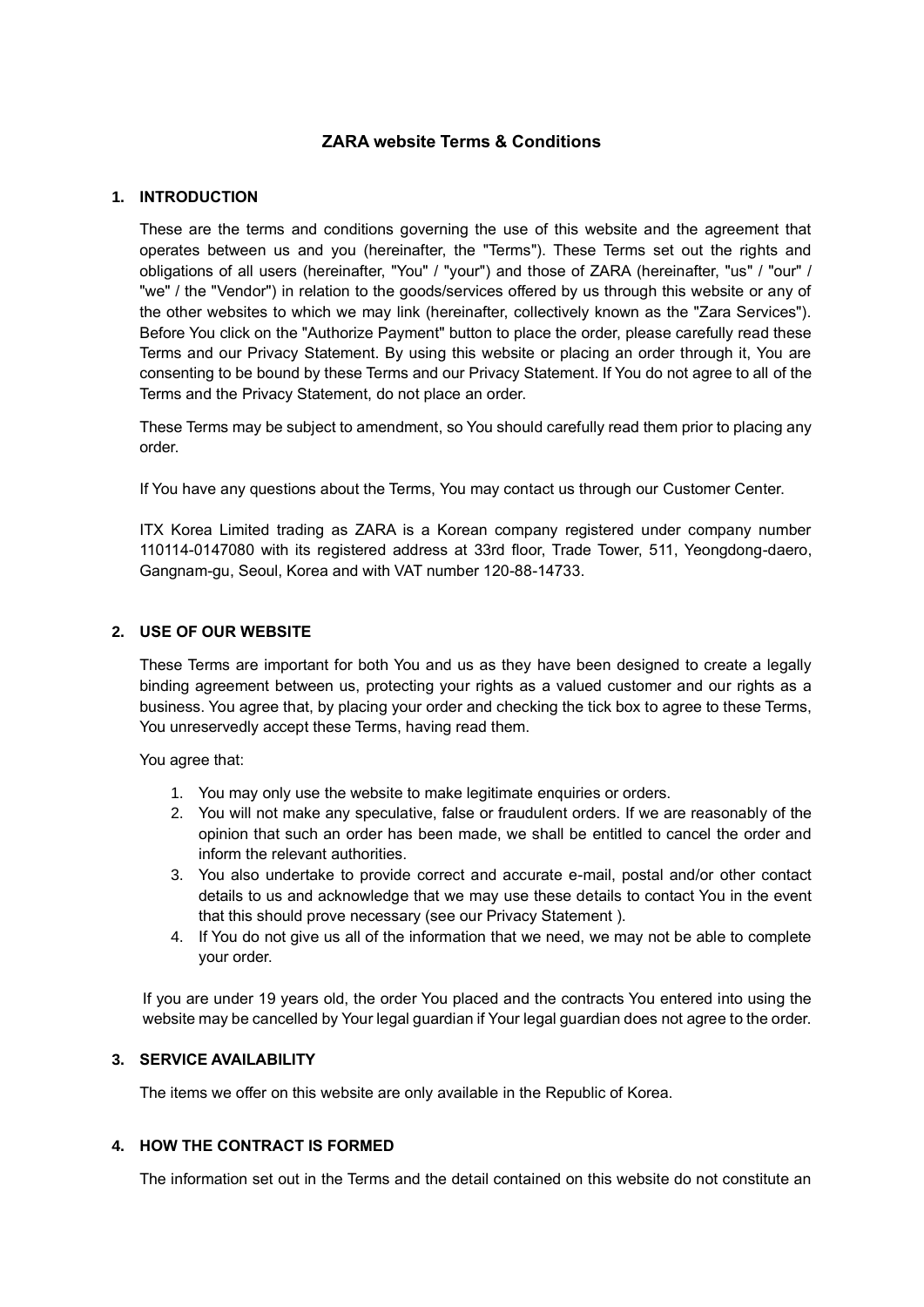# ZARA website Terms & Conditions

## 1. INTRODUCTION

These are the terms and conditions governing the use of this website and the agreement that operates between us and you (hereinafter, the "Terms"). These Terms set out the rights and obligations of all users (hereinafter, "You" / "your") and those of ZARA (hereinafter, "us" / "our" / "we" / the "Vendor") in relation to the goods/services offered by us through this website or any of the other websites to which we may link (hereinafter, collectively known as the "Zara Services"). Before You click on the "Authorize Payment" button to place the order, please carefully read these Terms and our Privacy Statement. By using this website or placing an order through it, You are consenting to be bound by these Terms and our Privacy Statement. If You do not agree to all of the Terms and the Privacy Statement, do not place an order.

These Terms may be subject to amendment, so You should carefully read them prior to placing any order.

If You have any questions about the Terms, You may contact us through our Customer Center.

ITX Korea Limited trading as ZARA is a Korean company registered under company number 110114-0147080 with its registered address at 33rd floor, Trade Tower, 511, Yeongdong-daero, Gangnam-gu, Seoul, Korea and with VAT number 120-88-14733.

## 2. USE OF OUR WEBSITE

These Terms are important for both You and us as they have been designed to create a legally binding agreement between us, protecting your rights as a valued customer and our rights as a business. You agree that, by placing your order and checking the tick box to agree to these Terms, You unreservedly accept these Terms, having read them.

You agree that:

1. You may only use the website to make legitimate enquiries or orders.
2. You will not make any speculative, false or fraudulent orders. If we are reasonably of the opinion that such an order has been made, we shall be entitled to cancel the order and inform the relevant authorities.
3. You also undertake to provide correct and accurate e-mail, postal and/or other contact details to us and acknowledge that we may use these details to contact You in the event that this should prove necessary (see our Privacy Statement ).
4. If You do not give us all of the information that we need, we may not be able to complete your order.

If you are under 19 years old, the order You placed and the contracts You entered into using the website may be cancelled by Your legal guardian if Your legal guardian does not agree to the order.

## 3. SERVICE AVAILABILITY

The items we offer on this website are only available in the Republic of Korea.

## 4. HOW THE CONTRACT IS FORMED

The information set out in the Terms and the detail contained on this website do not constitute an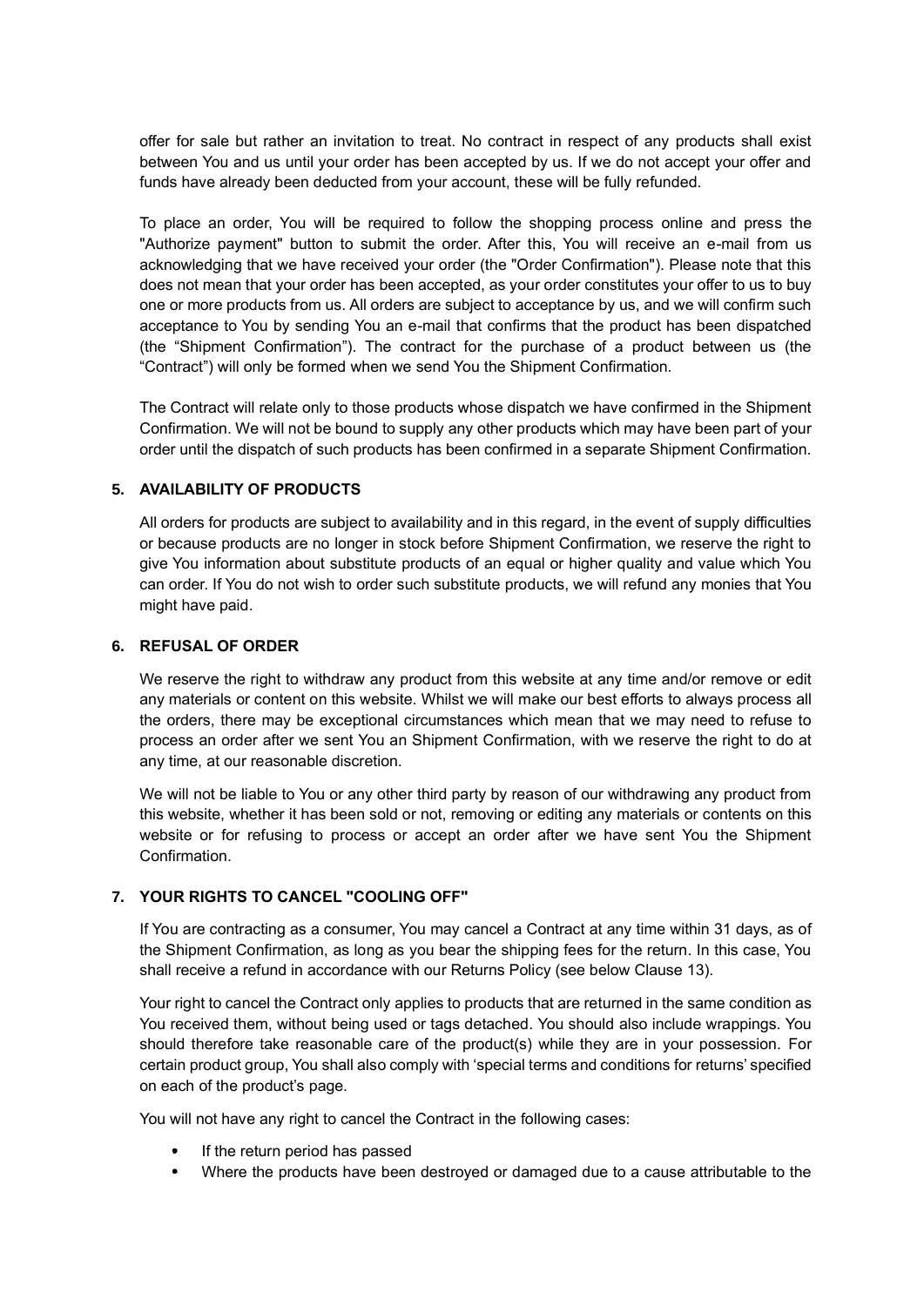offer for sale but rather an invitation to treat. No contract in respect of any products shall exist between You and us until your order has been accepted by us. If we do not accept your offer and funds have already been deducted from your account, these will be fully refunded.

To place an order, You will be required to follow the shopping process online and press the "Authorize payment" button to submit the order. After this, You will receive an e-mail from us acknowledging that we have received your order (the "Order Confirmation"). Please note that this does not mean that your order has been accepted, as your order constitutes your offer to us to buy one or more products from us. All orders are subject to acceptance by us, and we will confirm such acceptance to You by sending You an e-mail that confirms that the product has been dispatched (the "Shipment Confirmation"). The contract for the purchase of a product between us (the "Contract") will only be formed when we send You the Shipment Confirmation.

The Contract will relate only to those products whose dispatch we have confirmed in the Shipment Confirmation. We will not be bound to supply any other products which may have been part of your order until the dispatch of such products has been confirmed in a separate Shipment Confirmation.

## 5. AVAILABILITY OF PRODUCTS

All orders for products are subject to availability and in this regard, in the event of supply difficulties or because products are no longer in stock before Shipment Confirmation, we reserve the right to give You information about substitute products of an equal or higher quality and value which You can order. If You do not wish to order such substitute products, we will refund any monies that You might have paid.

## 6. REFUSAL OF ORDER

We reserve the right to withdraw any product from this website at any time and/or remove or edit any materials or content on this website. Whilst we will make our best efforts to always process all the orders, there may be exceptional circumstances which mean that we may need to refuse to process an order after we sent You an Shipment Confirmation, with we reserve the right to do at any time, at our reasonable discretion.

We will not be liable to You or any other third party by reason of our withdrawing any product from this website, whether it has been sold or not, removing or editing any materials or contents on this website or for refusing to process or accept an order after we have sent You the Shipment Confirmation.

## 7. YOUR RIGHTS TO CANCEL "COOLING OFF"

If You are contracting as a consumer, You may cancel a Contract at any time within 31 days, as of the Shipment Confirmation, as long as you bear the shipping fees for the return. In this case, You shall receive a refund in accordance with our Returns Policy (see below Clause 13).

Your right to cancel the Contract only applies to products that are returned in the same condition as You received them, without being used or tags detached. You should also include wrappings. You should therefore take reasonable care of the product(s) while they are in your possession. For certain product group, You shall also comply with 'special terms and conditions for returns' specified on each of the product's page.

You will not have any right to cancel the Contract in the following cases:

- If the return period has passed
- Where the products have been destroyed or damaged due to a cause attributable to the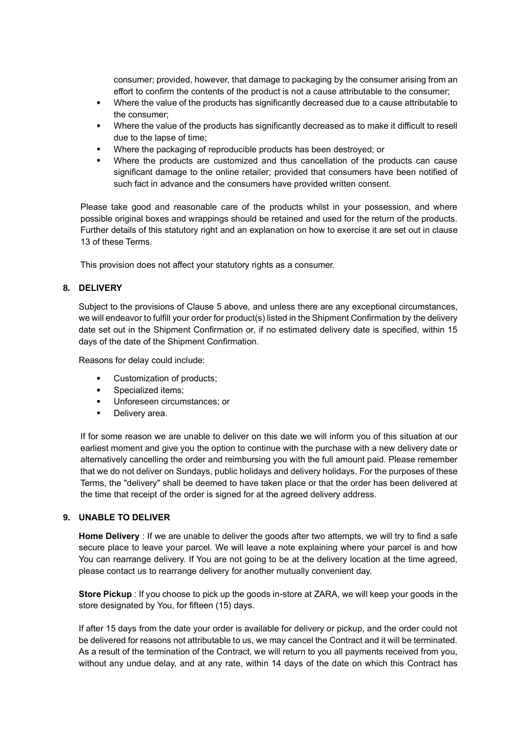consumer; provided, however, that damage to packaging by the consumer arising from an effort to confirm the contents of the product is not a cause attributable to the consumer;

- Where the value of the products has significantly decreased due to a cause attributable to the consumer;
- Where the value of the products has significantly decreased as to make it difficult to resell due to the lapse of time;
- Where the packaging of reproducible products has been destroyed; or
- Where the products are customized and thus cancellation of the products can cause significant damage to the online retailer; provided that consumers have been notified of such fact in advance and the consumers have provided written consent.

Please take good and reasonable care of the products whilst in your possession, and where possible original boxes and wrappings should be retained and used for the return of the products. Further details of this statutory right and an explanation on how to exercise it are set out in clause 13 of these Terms.

This provision does not affect your statutory rights as a consumer.

## 8. DELIVERY

Subject to the provisions of Clause 5 above, and unless there are any exceptional circumstances, we will endeavor to fulfill your order for product(s) listed in the Shipment Confirmation by the delivery date set out in the Shipment Confirmation or, if no estimated delivery date is specified, within 15 days of the date of the Shipment Confirmation.

Reasons for delay could include:

- Customization of products;
- Specialized items;
- Unforeseen circumstances; or
- Delivery area.

If for some reason we are unable to deliver on this date we will inform you of this situation at our earliest moment and give you the option to continue with the purchase with a new delivery date or alternatively cancelling the order and reimbursing you with the full amount paid. Please remember that we do not deliver on Sundays, public holidays and delivery holidays. For the purposes of these Terms, the "delivery" shall be deemed to have taken place or that the order has been delivered at the time that receipt of the order is signed for at the agreed delivery address.

## 9. UNABLE TO DELIVER

**Home Delivery** : If we are unable to deliver the goods after two attempts, we will try to find a safe secure place to leave your parcel. We will leave a note explaining where your parcel is and how You can rearrange delivery. If You are not going to be at the delivery location at the time agreed, please contact us to rearrange delivery for another mutually convenient day.

**Store Pickup** : If you choose to pick up the goods in-store at ZARA, we will keep your goods in the store designated by You, for fifteen (15) days.

If after 15 days from the date your order is available for delivery or pickup, and the order could not be delivered for reasons not attributable to us, we may cancel the Contract and it will be terminated. As a result of the termination of the Contract, we will return to you all payments received from you, without any undue delay, and at any rate, within 14 days of the date on which this Contract has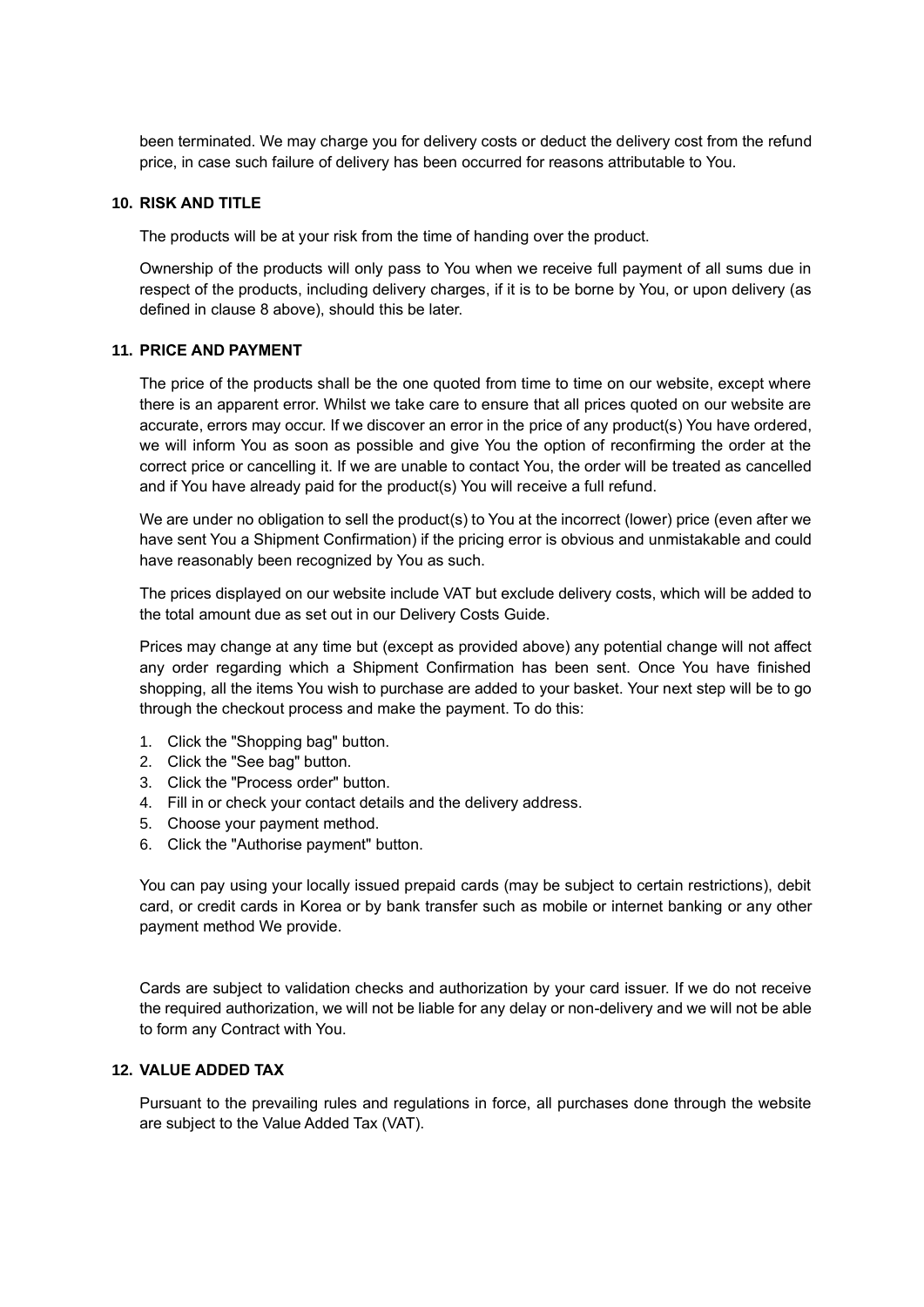been terminated. We may charge you for delivery costs or deduct the delivery cost from the refund price, in case such failure of delivery has been occurred for reasons attributable to You.

## 10. RISK AND TITLE

The products will be at your risk from the time of handing over the product.

Ownership of the products will only pass to You when we receive full payment of all sums due in respect of the products, including delivery charges, if it is to be borne by You, or upon delivery (as defined in clause 8 above), should this be later.

## 11. PRICE AND PAYMENT

The price of the products shall be the one quoted from time to time on our website, except where there is an apparent error. Whilst we take care to ensure that all prices quoted on our website are accurate, errors may occur. If we discover an error in the price of any product(s) You have ordered, we will inform You as soon as possible and give You the option of reconfirming the order at the correct price or cancelling it. If we are unable to contact You, the order will be treated as cancelled and if You have already paid for the product(s) You will receive a full refund.

We are under no obligation to sell the product(s) to You at the incorrect (lower) price (even after we have sent You a Shipment Confirmation) if the pricing error is obvious and unmistakable and could have reasonably been recognized by You as such.

The prices displayed on our website include VAT but exclude delivery costs, which will be added to the total amount due as set out in our Delivery Costs Guide.

Prices may change at any time but (except as provided above) any potential change will not affect any order regarding which a Shipment Confirmation has been sent. Once You have finished shopping, all the items You wish to purchase are added to your basket. Your next step will be to go through the checkout process and make the payment. To do this:

1. Click the "Shopping bag" button.
2. Click the "See bag" button.
3. Click the "Process order" button.
4. Fill in or check your contact details and the delivery address.
5. Choose your payment method.
6. Click the "Authorise payment" button.

You can pay using your locally issued prepaid cards (may be subject to certain restrictions), debit card, or credit cards in Korea or by bank transfer such as mobile or internet banking or any other payment method We provide.

Cards are subject to validation checks and authorization by your card issuer. If we do not receive the required authorization, we will not be liable for any delay or non-delivery and we will not be able to form any Contract with You.

## 12. VALUE ADDED TAX

Pursuant to the prevailing rules and regulations in force, all purchases done through the website are subject to the Value Added Tax (VAT).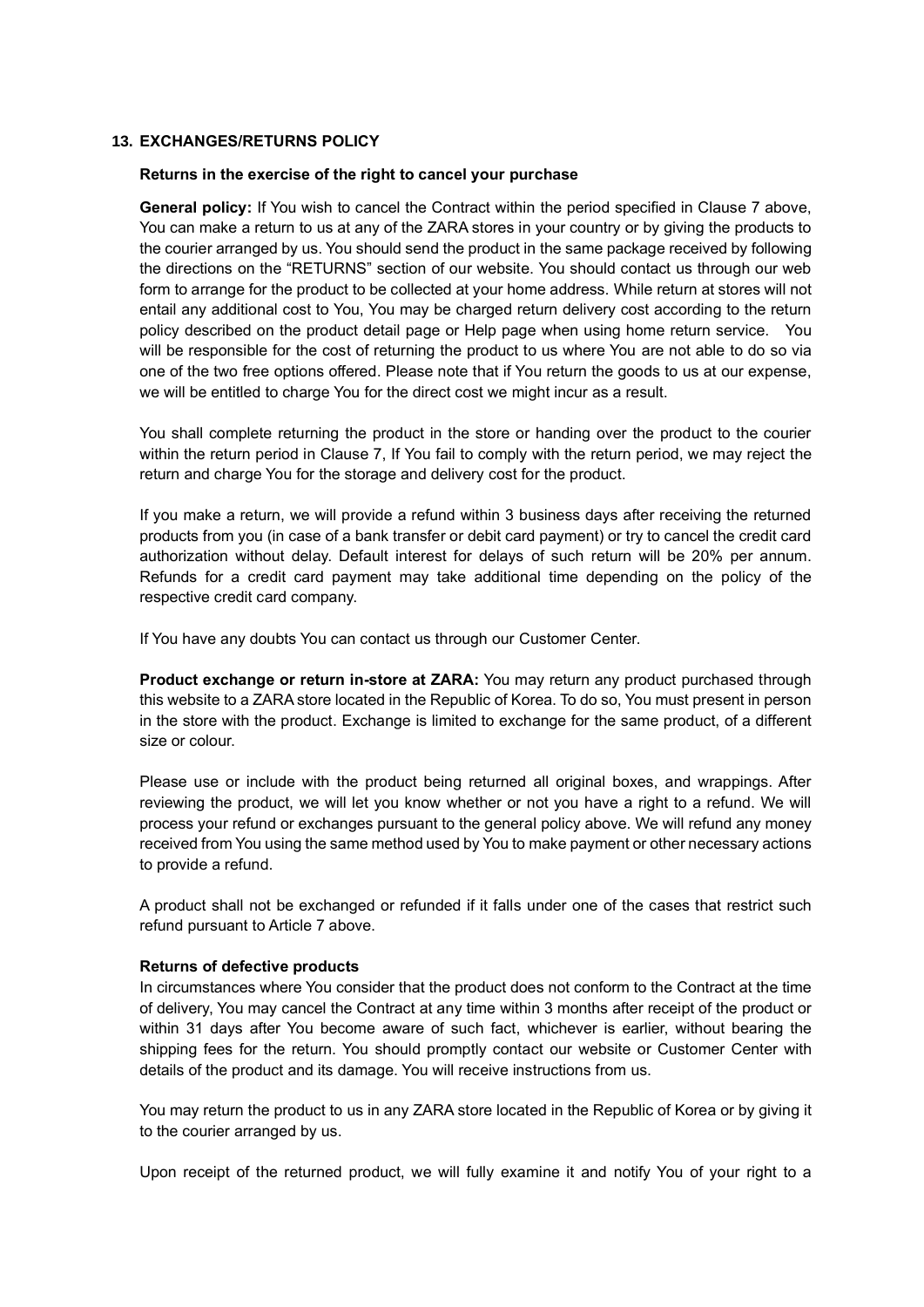## 13. EXCHANGES/RETURNS POLICY

**Returns in the exercise of the right to cancel your purchase**

**General policy:** If You wish to cancel the Contract within the period specified in Clause 7 above, You can make a return to us at any of the ZARA stores in your country or by giving the products to the courier arranged by us. You should send the product in the same package received by following the directions on the "RETURNS" section of our website. You should contact us through our web form to arrange for the product to be collected at your home address. While return at stores will not entail any additional cost to You, You may be charged return delivery cost according to the return policy described on the product detail page or Help page when using home return service. You will be responsible for the cost of returning the product to us where You are not able to do so via one of the two free options offered. Please note that if You return the goods to us at our expense, we will be entitled to charge You for the direct cost we might incur as a result.

You shall complete returning the product in the store or handing over the product to the courier within the return period in Clause 7, If You fail to comply with the return period, we may reject the return and charge You for the storage and delivery cost for the product.

If you make a return, we will provide a refund within 3 business days after receiving the returned products from you (in case of a bank transfer or debit card payment) or try to cancel the credit card authorization without delay. Default interest for delays of such return will be 20% per annum. Refunds for a credit card payment may take additional time depending on the policy of the respective credit card company.

If You have any doubts You can contact us through our Customer Center.

**Product exchange or return in-store at ZARA:** You may return any product purchased through this website to a ZARA store located in the Republic of Korea. To do so, You must present in person in the store with the product. Exchange is limited to exchange for the same product, of a different size or colour.

Please use or include with the product being returned all original boxes, and wrappings. After reviewing the product, we will let you know whether or not you have a right to a refund. We will process your refund or exchanges pursuant to the general policy above. We will refund any money received from You using the same method used by You to make payment or other necessary actions to provide a refund.

A product shall not be exchanged or refunded if it falls under one of the cases that restrict such refund pursuant to Article 7 above.

**Returns of defective products**

In circumstances where You consider that the product does not conform to the Contract at the time of delivery, You may cancel the Contract at any time within 3 months after receipt of the product or within 31 days after You become aware of such fact, whichever is earlier, without bearing the shipping fees for the return. You should promptly contact our website or Customer Center with details of the product and its damage. You will receive instructions from us.

You may return the product to us in any ZARA store located in the Republic of Korea or by giving it to the courier arranged by us.

Upon receipt of the returned product, we will fully examine it and notify You of your right to a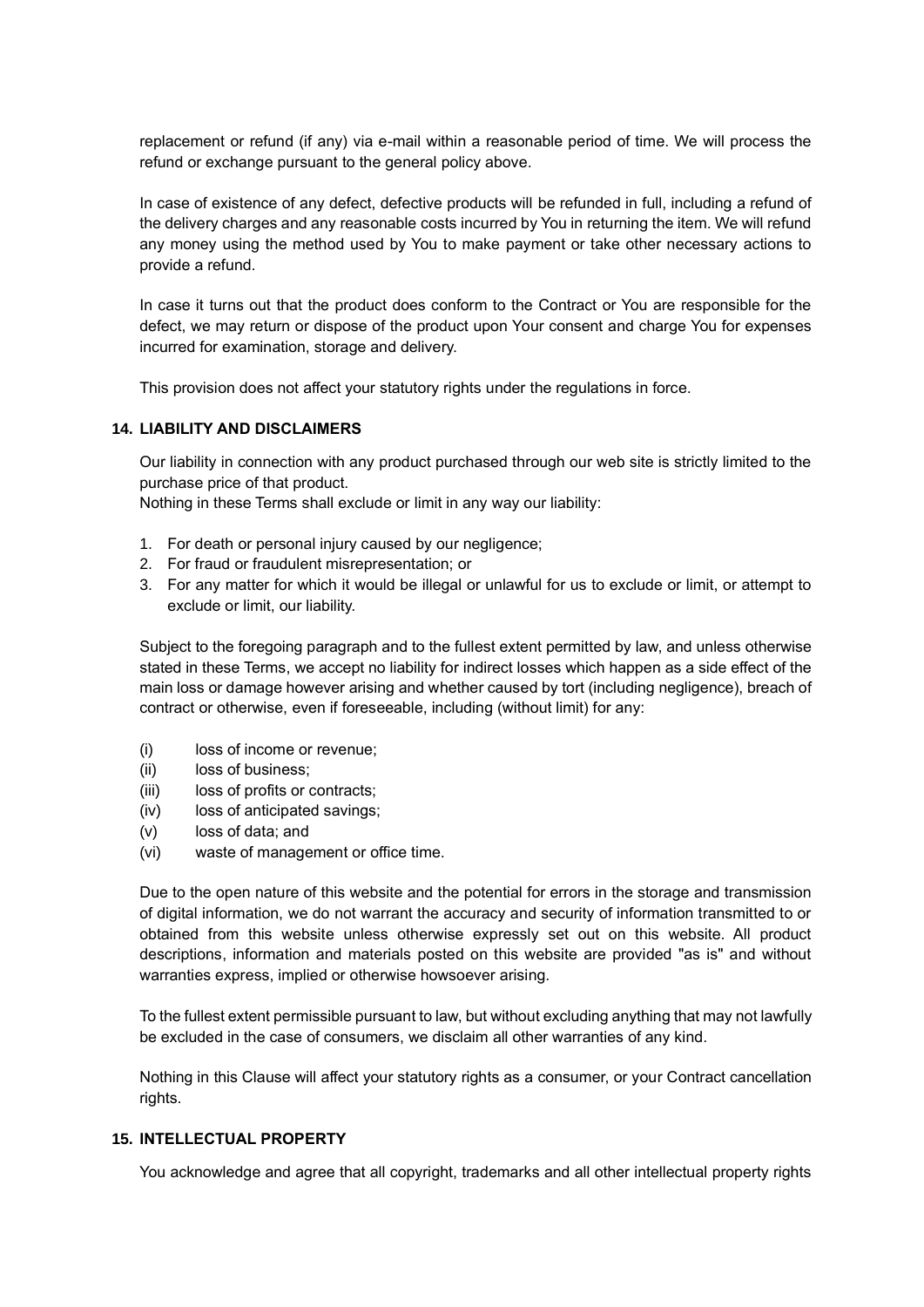replacement or refund (if any) via e-mail within a reasonable period of time. We will process the refund or exchange pursuant to the general policy above.

In case of existence of any defect, defective products will be refunded in full, including a refund of the delivery charges and any reasonable costs incurred by You in returning the item. We will refund any money using the method used by You to make payment or take other necessary actions to provide a refund.

In case it turns out that the product does conform to the Contract or You are responsible for the defect, we may return or dispose of the product upon Your consent and charge You for expenses incurred for examination, storage and delivery.

This provision does not affect your statutory rights under the regulations in force.

## 14. LIABILITY AND DISCLAIMERS

Our liability in connection with any product purchased through our web site is strictly limited to the purchase price of that product.
Nothing in these Terms shall exclude or limit in any way our liability:

1. For death or personal injury caused by our negligence;
2. For fraud or fraudulent misrepresentation; or
3. For any matter for which it would be illegal or unlawful for us to exclude or limit, or attempt to exclude or limit, our liability.

Subject to the foregoing paragraph and to the fullest extent permitted by law, and unless otherwise stated in these Terms, we accept no liability for indirect losses which happen as a side effect of the main loss or damage however arising and whether caused by tort (including negligence), breach of contract or otherwise, even if foreseeable, including (without limit) for any:

(i) loss of income or revenue;
(ii) loss of business;
(iii) loss of profits or contracts;
(iv) loss of anticipated savings;
(v) loss of data; and
(vi) waste of management or office time.

Due to the open nature of this website and the potential for errors in the storage and transmission of digital information, we do not warrant the accuracy and security of information transmitted to or obtained from this website unless otherwise expressly set out on this website. All product descriptions, information and materials posted on this website are provided "as is" and without warranties express, implied or otherwise howsoever arising.

To the fullest extent permissible pursuant to law, but without excluding anything that may not lawfully be excluded in the case of consumers, we disclaim all other warranties of any kind.

Nothing in this Clause will affect your statutory rights as a consumer, or your Contract cancellation rights.

## 15. INTELLECTUAL PROPERTY

You acknowledge and agree that all copyright, trademarks and all other intellectual property rights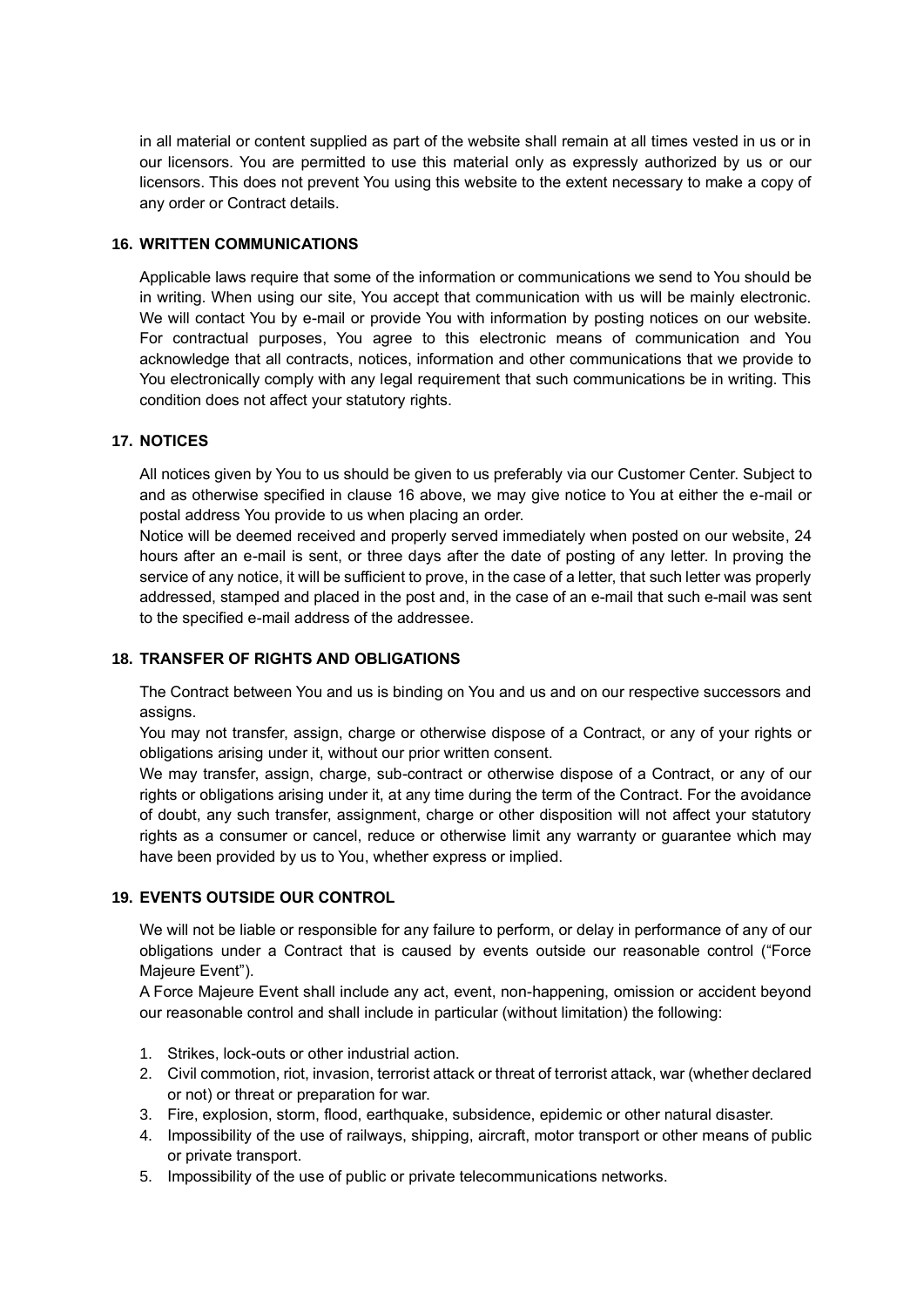in all material or content supplied as part of the website shall remain at all times vested in us or in our licensors. You are permitted to use this material only as expressly authorized by us or our licensors. This does not prevent You using this website to the extent necessary to make a copy of any order or Contract details.

## 16. WRITTEN COMMUNICATIONS

Applicable laws require that some of the information or communications we send to You should be in writing. When using our site, You accept that communication with us will be mainly electronic. We will contact You by e-mail or provide You with information by posting notices on our website. For contractual purposes, You agree to this electronic means of communication and You acknowledge that all contracts, notices, information and other communications that we provide to You electronically comply with any legal requirement that such communications be in writing. This condition does not affect your statutory rights.

## 17. NOTICES

All notices given by You to us should be given to us preferably via our Customer Center. Subject to and as otherwise specified in clause 16 above, we may give notice to You at either the e-mail or postal address You provide to us when placing an order.

Notice will be deemed received and properly served immediately when posted on our website, 24 hours after an e-mail is sent, or three days after the date of posting of any letter. In proving the service of any notice, it will be sufficient to prove, in the case of a letter, that such letter was properly addressed, stamped and placed in the post and, in the case of an e-mail that such e-mail was sent to the specified e-mail address of the addressee.

## 18. TRANSFER OF RIGHTS AND OBLIGATIONS

The Contract between You and us is binding on You and us and on our respective successors and assigns.

You may not transfer, assign, charge or otherwise dispose of a Contract, or any of your rights or obligations arising under it, without our prior written consent.

We may transfer, assign, charge, sub-contract or otherwise dispose of a Contract, or any of our rights or obligations arising under it, at any time during the term of the Contract. For the avoidance of doubt, any such transfer, assignment, charge or other disposition will not affect your statutory rights as a consumer or cancel, reduce or otherwise limit any warranty or guarantee which may have been provided by us to You, whether express or implied.

## 19. EVENTS OUTSIDE OUR CONTROL

We will not be liable or responsible for any failure to perform, or delay in performance of any of our obligations under a Contract that is caused by events outside our reasonable control ("Force Majeure Event").

A Force Majeure Event shall include any act, event, non-happening, omission or accident beyond our reasonable control and shall include in particular (without limitation) the following:

1. Strikes, lock-outs or other industrial action.
2. Civil commotion, riot, invasion, terrorist attack or threat of terrorist attack, war (whether declared or not) or threat or preparation for war.
3. Fire, explosion, storm, flood, earthquake, subsidence, epidemic or other natural disaster.
4. Impossibility of the use of railways, shipping, aircraft, motor transport or other means of public or private transport.
5. Impossibility of the use of public or private telecommunications networks.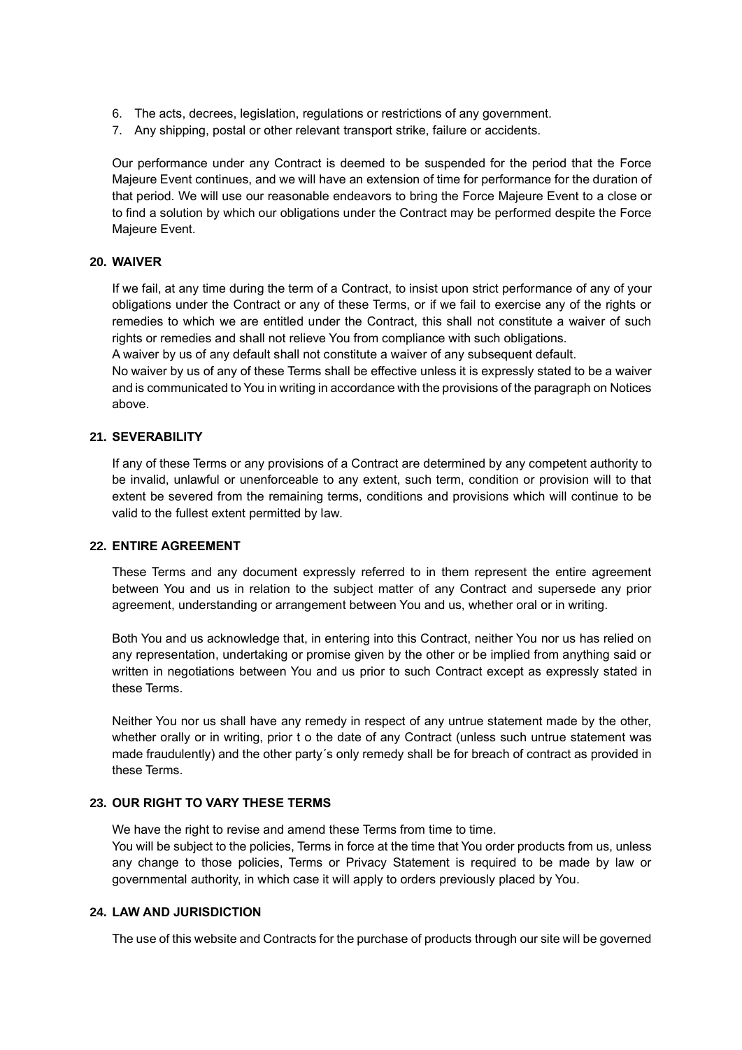6. The acts, decrees, legislation, regulations or restrictions of any government.
7. Any shipping, postal or other relevant transport strike, failure or accidents.

Our performance under any Contract is deemed to be suspended for the period that the Force Majeure Event continues, and we will have an extension of time for performance for the duration of that period. We will use our reasonable endeavors to bring the Force Majeure Event to a close or to find a solution by which our obligations under the Contract may be performed despite the Force Majeure Event.

## 20. WAIVER

If we fail, at any time during the term of a Contract, to insist upon strict performance of any of your obligations under the Contract or any of these Terms, or if we fail to exercise any of the rights or remedies to which we are entitled under the Contract, this shall not constitute a waiver of such rights or remedies and shall not relieve You from compliance with such obligations.
A waiver by us of any default shall not constitute a waiver of any subsequent default.
No waiver by us of any of these Terms shall be effective unless it is expressly stated to be a waiver and is communicated to You in writing in accordance with the provisions of the paragraph on Notices above.

## 21. SEVERABILITY

If any of these Terms or any provisions of a Contract are determined by any competent authority to be invalid, unlawful or unenforceable to any extent, such term, condition or provision will to that extent be severed from the remaining terms, conditions and provisions which will continue to be valid to the fullest extent permitted by law.

## 22. ENTIRE AGREEMENT

These Terms and any document expressly referred to in them represent the entire agreement between You and us in relation to the subject matter of any Contract and supersede any prior agreement, understanding or arrangement between You and us, whether oral or in writing.

Both You and us acknowledge that, in entering into this Contract, neither You nor us has relied on any representation, undertaking or promise given by the other or be implied from anything said or written in negotiations between You and us prior to such Contract except as expressly stated in these Terms.

Neither You nor us shall have any remedy in respect of any untrue statement made by the other, whether orally or in writing, prior t o the date of any Contract (unless such untrue statement was made fraudulently) and the other party´s only remedy shall be for breach of contract as provided in these Terms.

## 23. OUR RIGHT TO VARY THESE TERMS

We have the right to revise and amend these Terms from time to time.
You will be subject to the policies, Terms in force at the time that You order products from us, unless any change to those policies, Terms or Privacy Statement is required to be made by law or governmental authority, in which case it will apply to orders previously placed by You.

## 24. LAW AND JURISDICTION

The use of this website and Contracts for the purchase of products through our site will be governed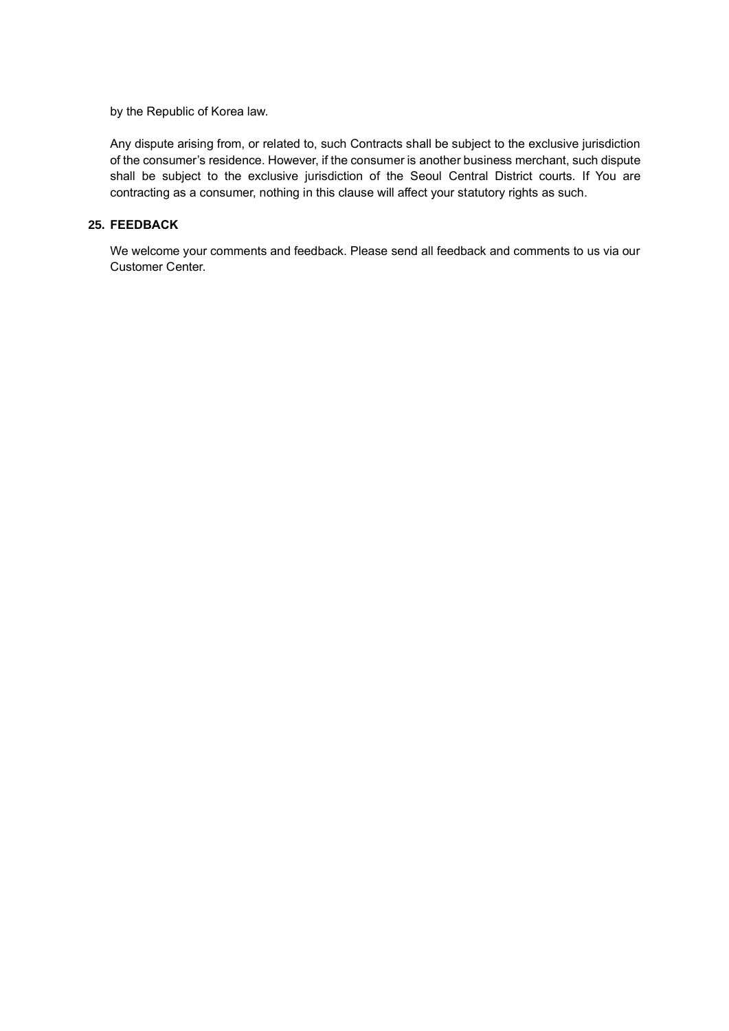by the Republic of Korea law.

Any dispute arising from, or related to, such Contracts shall be subject to the exclusive jurisdiction of the consumer's residence. However, if the consumer is another business merchant, such dispute shall be subject to the exclusive jurisdiction of the Seoul Central District courts. If You are contracting as a consumer, nothing in this clause will affect your statutory rights as such.

## 25. FEEDBACK

We welcome your comments and feedback. Please send all feedback and comments to us via our Customer Center.